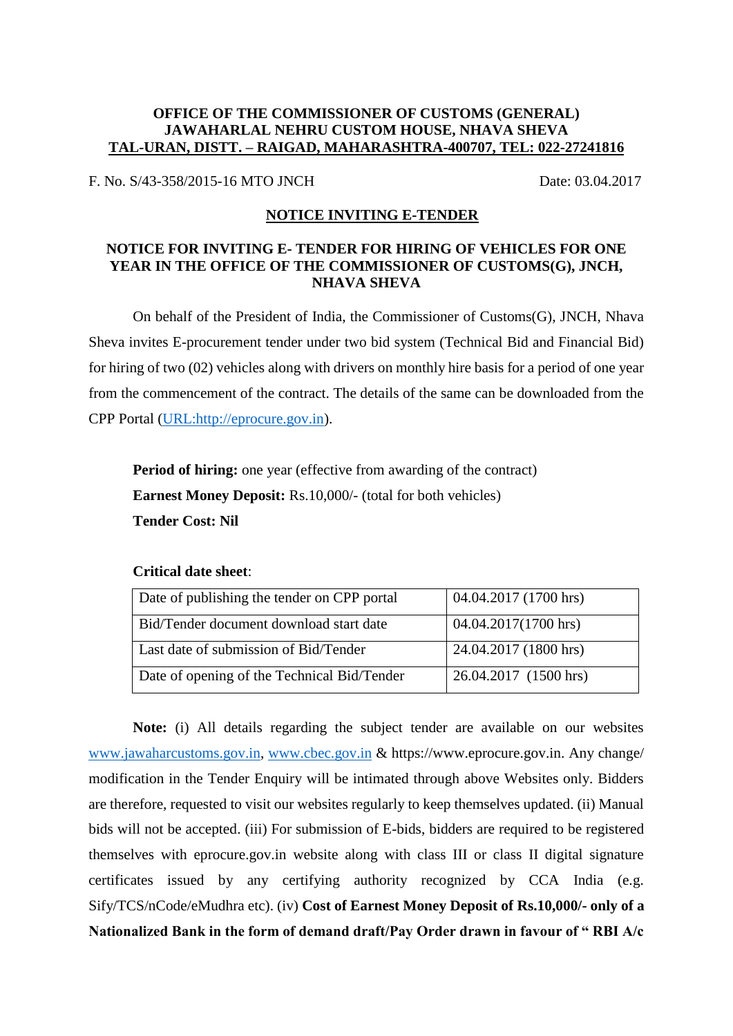**OFFICE OF THE COMMISSIONER OF CUSTOMS (GENERAL)**
**JAWAHARLAL NEHRU CUSTOM HOUSE, NHAVA SHEVA**
**TAL-URAN, DISTT. – RAIGAD, MAHARASHTRA-400707, TEL: 022-27241816**

F. No. S/43-358/2015-16 MTO JNCH Date: 03.04.2017

## NOTICE INVITING E-TENDER

### NOTICE FOR INVITING E- TENDER FOR HIRING OF VEHICLES FOR ONE YEAR IN THE OFFICE OF THE COMMISSIONER OF CUSTOMS(G), JNCH, NHAVA SHEVA

On behalf of the President of India, the Commissioner of Customs(G), JNCH, Nhava Sheva invites E-procurement tender under two bid system (Technical Bid and Financial Bid) for hiring of two (02) vehicles along with drivers on monthly hire basis for a period of one year from the commencement of the contract. The details of the same can be downloaded from the CPP Portal (URL:http://eprocure.gov.in).

**Period of hiring:** one year (effective from awarding of the contract)
**Earnest Money Deposit:** Rs.10,000/- (total for both vehicles)
**Tender Cost: Nil**

**Critical date sheet**:

| | |
|---|---|
| Date of publishing the tender on CPP portal | 04.04.2017 (1700 hrs) |
| Bid/Tender document download start date | 04.04.2017(1700 hrs) |
| Last date of submission of Bid/Tender | 24.04.2017 (1800 hrs) |
| Date of opening of the Technical Bid/Tender | 26.04.2017 (1500 hrs) |

**Note:** (i) All details regarding the subject tender are available on our websites www.jawaharcustoms.gov.in, www.cbec.gov.in & https://www.eprocure.gov.in. Any change/ modification in the Tender Enquiry will be intimated through above Websites only. Bidders are therefore, requested to visit our websites regularly to keep themselves updated. (ii) Manual bids will not be accepted. (iii) For submission of E-bids, bidders are required to be registered themselves with eprocure.gov.in website along with class III or class II digital signature certificates issued by any certifying authority recognized by CCA India (e.g. Sify/TCS/nCode/eMudhra etc). (iv) **Cost of Earnest Money Deposit of Rs.10,000/- only of a Nationalized Bank in the form of demand draft/Pay Order drawn in favour of " RBI A/c**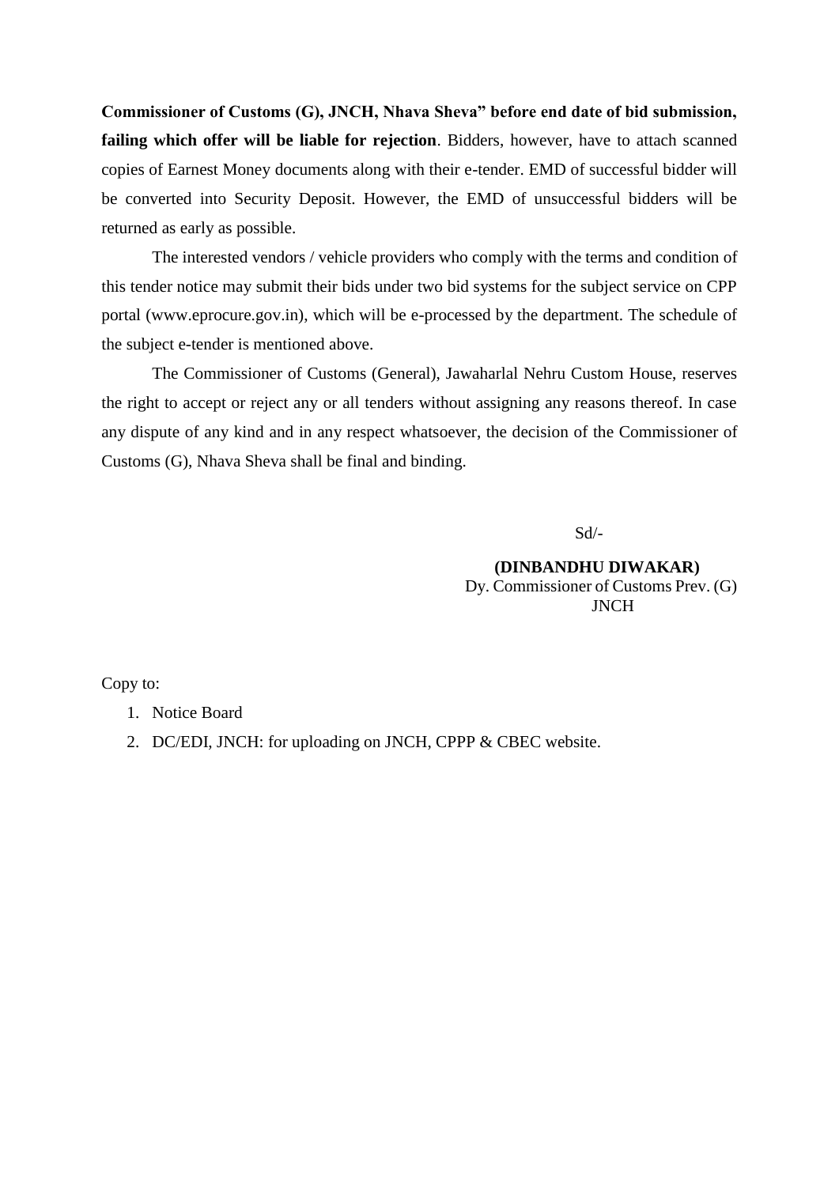**Commissioner of Customs (G), JNCH, Nhava Sheva" before end date of bid submission, failing which offer will be liable for rejection**. Bidders, however, have to attach scanned copies of Earnest Money documents along with their e-tender. EMD of successful bidder will be converted into Security Deposit. However, the EMD of unsuccessful bidders will be returned as early as possible.

The interested vendors / vehicle providers who comply with the terms and condition of this tender notice may submit their bids under two bid systems for the subject service on CPP portal (www.eprocure.gov.in), which will be e-processed by the department. The schedule of the subject e-tender is mentioned above.

The Commissioner of Customs (General), Jawaharlal Nehru Custom House, reserves the right to accept or reject any or all tenders without assigning any reasons thereof. In case any dispute of any kind and in any respect whatsoever, the decision of the Commissioner of Customs (G), Nhava Sheva shall be final and binding.

Sd/-

**(DINBANDHU DIWAKAR)**
Dy. Commissioner of Customs Prev. (G)
JNCH

Copy to:

1. Notice Board
2. DC/EDI, JNCH: for uploading on JNCH, CPPP & CBEC website.